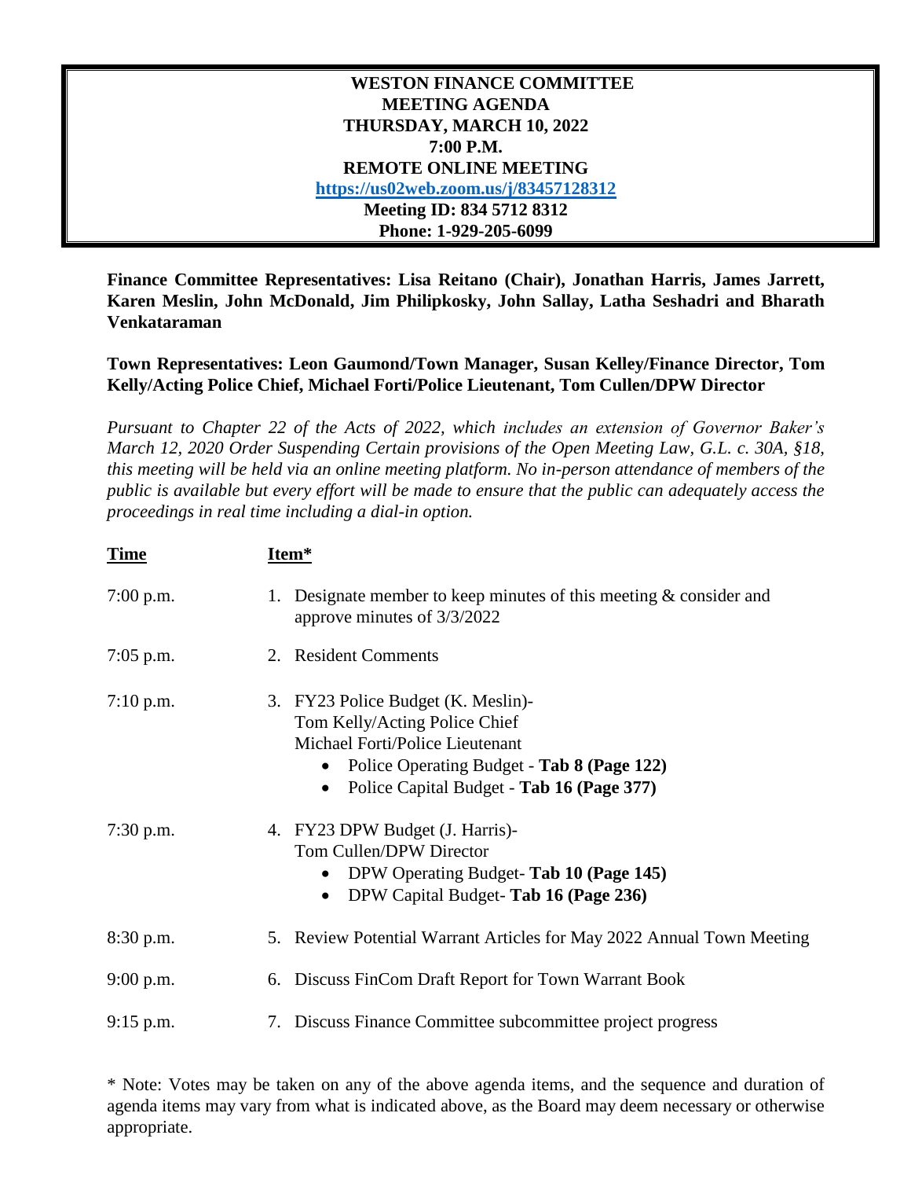# WESTON FINANCE COMMITTEE
## MEETING AGENDA
### THURSDAY, MARCH 10, 2022
### 7:00 P.M.
### REMOTE ONLINE MEETING

**https://us02web.zoom.us/j/83457128312**

**Meeting ID: 834 5712 8312**

**Phone: 1-929-205-6099**

**Finance Committee Representatives: Lisa Reitano (Chair), Jonathan Harris, James Jarrett, Karen Meslin, John McDonald, Jim Philipkosky, John Sallay, Latha Seshadri and Bharath Venkataraman**

**Town Representatives: Leon Gaumond/Town Manager, Susan Kelley/Finance Director, Tom Kelly/Acting Police Chief, Michael Forti/Police Lieutenant, Tom Cullen/DPW Director**

*Pursuant to Chapter 22 of the Acts of 2022, which includes an extension of Governor Baker's March 12, 2020 Order Suspending Certain provisions of the Open Meeting Law, G.L. c. 30A, §18, this meeting will be held via an online meeting platform. No in-person attendance of members of the public is available but every effort will be made to ensure that the public can adequately access the proceedings in real time including a dial-in option.*

| Time | Item* |
|---|---|
| 7:00 p.m. | 1. Designate member to keep minutes of this meeting & consider and approve minutes of 3/3/2022 |
| 7:05 p.m. | 2. Resident Comments |
| 7:10 p.m. | 3. FY23 Police Budget (K. Meslin)- Tom Kelly/Acting Police Chief, Michael Forti/Police Lieutenant<br>• Police Operating Budget - **Tab 8 (Page 122)**<br>• Police Capital Budget - **Tab 16 (Page 377)** |
| 7:30 p.m. | 4. FY23 DPW Budget (J. Harris)- Tom Cullen/DPW Director<br>• DPW Operating Budget- **Tab 10 (Page 145)**<br>• DPW Capital Budget- **Tab 16 (Page 236)** |
| 8:30 p.m. | 5. Review Potential Warrant Articles for May 2022 Annual Town Meeting |
| 9:00 p.m. | 6. Discuss FinCom Draft Report for Town Warrant Book |
| 9:15 p.m. | 7. Discuss Finance Committee subcommittee project progress |

\* Note: Votes may be taken on any of the above agenda items, and the sequence and duration of agenda items may vary from what is indicated above, as the Board may deem necessary or otherwise appropriate.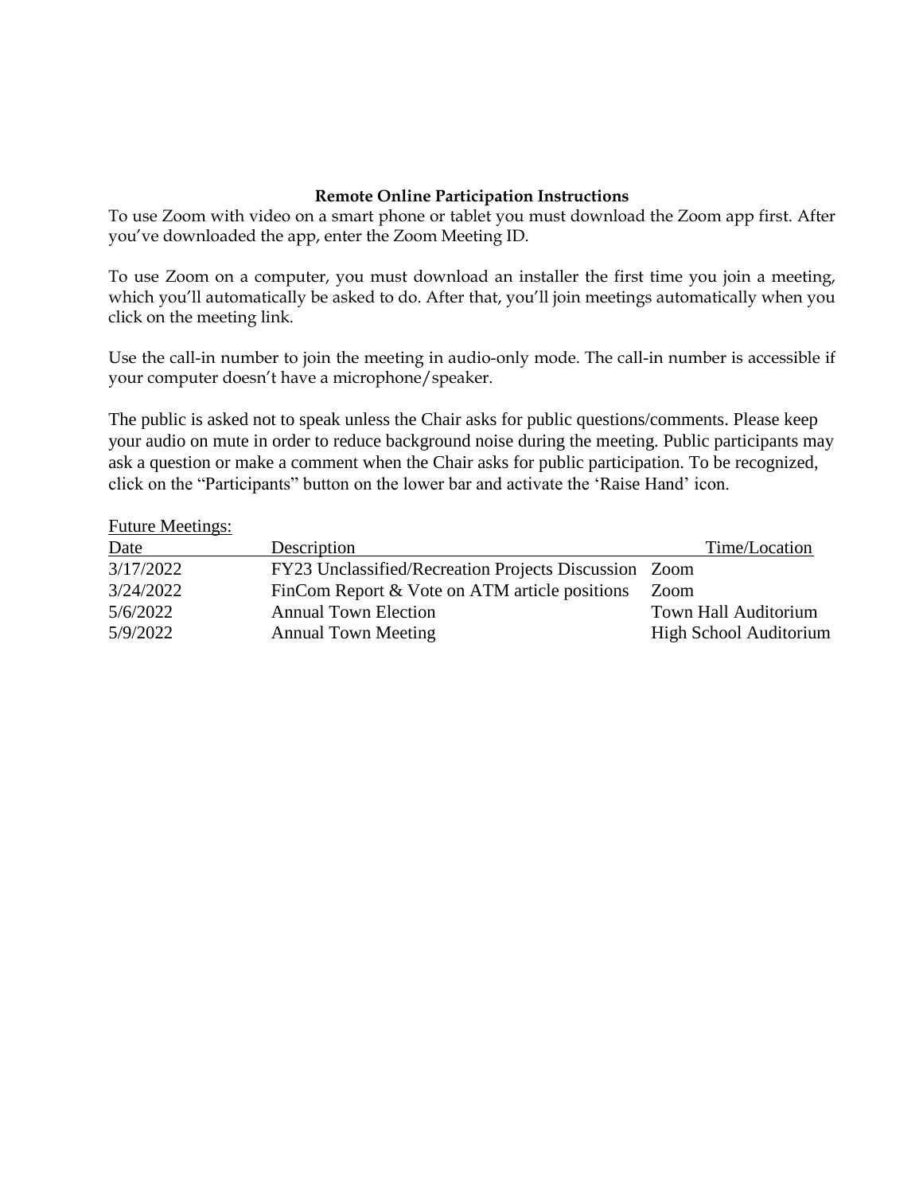**Remote Online Participation Instructions**

To use Zoom with video on a smart phone or tablet you must download the Zoom app first. After you've downloaded the app, enter the Zoom Meeting ID.

To use Zoom on a computer, you must download an installer the first time you join a meeting, which you'll automatically be asked to do. After that, you'll join meetings automatically when you click on the meeting link.

Use the call-in number to join the meeting in audio-only mode. The call-in number is accessible if your computer doesn't have a microphone/speaker.

The public is asked not to speak unless the Chair asks for public questions/comments. Please keep your audio on mute in order to reduce background noise during the meeting. Public participants may ask a question or make a comment when the Chair asks for public participation. To be recognized, click on the "Participants" button on the lower bar and activate the 'Raise Hand' icon.

Future Meetings:

| Date | Description | Time/Location |
|---|---|---|
| 3/17/2022 | FY23 Unclassified/Recreation Projects Discussion | Zoom |
| 3/24/2022 | FinCom Report & Vote on ATM article positions | Zoom |
| 5/6/2022 | Annual Town Election | Town Hall Auditorium |
| 5/9/2022 | Annual Town Meeting | High School Auditorium |